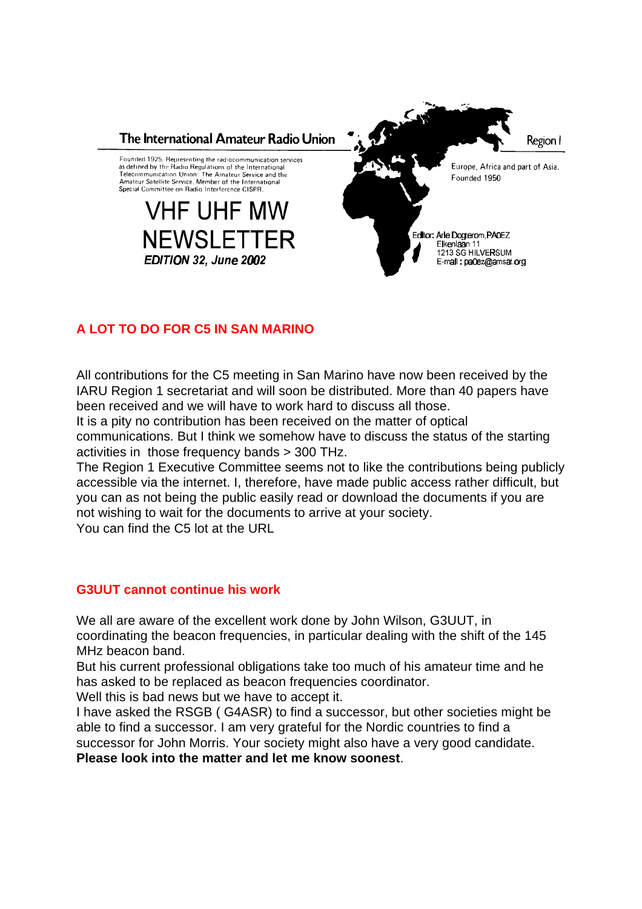The International Amateur Radio Union

Founded 1925. Representing the radiocommunication services as defined by the Radio Regulations of the International Telecommunication Union: The Amateur Service and the Amateur Satellite Service. Member of the International Special Committee on Radio Interference CISPR.

Region I

Europe, Africa and part of Asia. Founded 1950

# VHF UHF MW NEWSLETTER

***EDITION 32, June 2002***

Editor: Arie Dogterom, PA0EZ
Elkenlaan 11
1213 SG HILVERSUM
E-mail : pa0ez@amsat.org

## A LOT TO DO FOR C5 IN SAN MARINO

All contributions for the C5 meeting in San Marino have now been received by the IARU Region 1 secretariat and will soon be distributed. More than 40 papers have been received and we will have to work hard to discuss all those.
It is a pity no contribution has been received on the matter of optical communications. But I think we somehow have to discuss the status of the starting activities in those frequency bands > 300 THz.
The Region 1 Executive Committee seems not to like the contributions being publicly accessible via the internet. I, therefore, have made public access rather difficult, but you can as not being the public easily read or download the documents if you are not wishing to wait for the documents to arrive at your society.
You can find the C5 lot at the URL

## G3UUT cannot continue his work

We all are aware of the excellent work done by John Wilson, G3UUT, in coordinating the beacon frequencies, in particular dealing with the shift of the 145 MHz beacon band.
But his current professional obligations take too much of his amateur time and he has asked to be replaced as beacon frequencies coordinator.
Well this is bad news but we have to accept it.
I have asked the RSGB ( G4ASR) to find a successor, but other societies might be able to find a successor. I am very grateful for the Nordic countries to find a successor for John Morris. Your society might also have a very good candidate.
**Please look into the matter and let me know soonest**.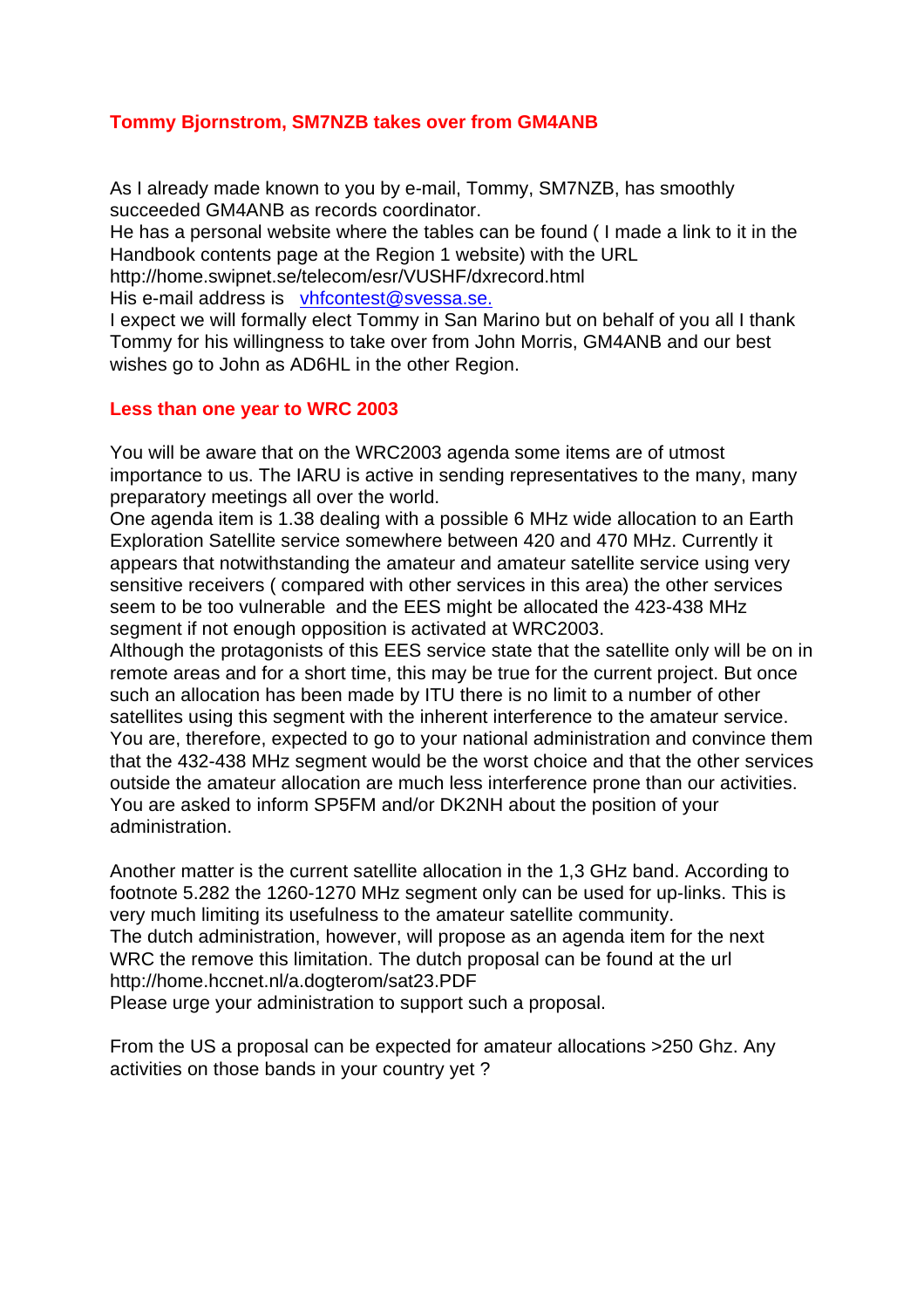## Tommy Bjornstrom, SM7NZB takes over from GM4ANB

As I already made known to you by e-mail, Tommy, SM7NZB, has smoothly succeeded GM4ANB as records coordinator.
He has a personal website where the tables can be found ( I made a link to it in the Handbook contents page at the Region 1 website) with the URL
http://home.swipnet.se/telecom/esr/VUSHF/dxrecord.html
His e-mail address is vhfcontest@svessa.se.
I expect we will formally elect Tommy in San Marino but on behalf of you all I thank Tommy for his willingness to take over from John Morris, GM4ANB and our best wishes go to John as AD6HL in the other Region.

## Less than one year to WRC 2003

You will be aware that on the WRC2003 agenda some items are of utmost importance to us. The IARU is active in sending representatives to the many, many preparatory meetings all over the world.
One agenda item is 1.38 dealing with a possible 6 MHz wide allocation to an Earth Exploration Satellite service somewhere between 420 and 470 MHz. Currently it appears that notwithstanding the amateur and amateur satellite service using very sensitive receivers ( compared with other services in this area) the other services seem to be too vulnerable and the EES might be allocated the 423-438 MHz segment if not enough opposition is activated at WRC2003.
Although the protagonists of this EES service state that the satellite only will be on in remote areas and for a short time, this may be true for the current project. But once such an allocation has been made by ITU there is no limit to a number of other satellites using this segment with the inherent interference to the amateur service.
You are, therefore, expected to go to your national administration and convince them that the 432-438 MHz segment would be the worst choice and that the other services outside the amateur allocation are much less interference prone than our activities.
You are asked to inform SP5FM and/or DK2NH about the position of your administration.

Another matter is the current satellite allocation in the 1,3 GHz band. According to footnote 5.282 the 1260-1270 MHz segment only can be used for up-links. This is very much limiting its usefulness to the amateur satellite community.
The dutch administration, however, will propose as an agenda item for the next WRC the remove this limitation. The dutch proposal can be found at the url
http://home.hccnet.nl/a.dogterom/sat23.PDF
Please urge your administration to support such a proposal.

From the US a proposal can be expected for amateur allocations >250 Ghz. Any activities on those bands in your country yet ?